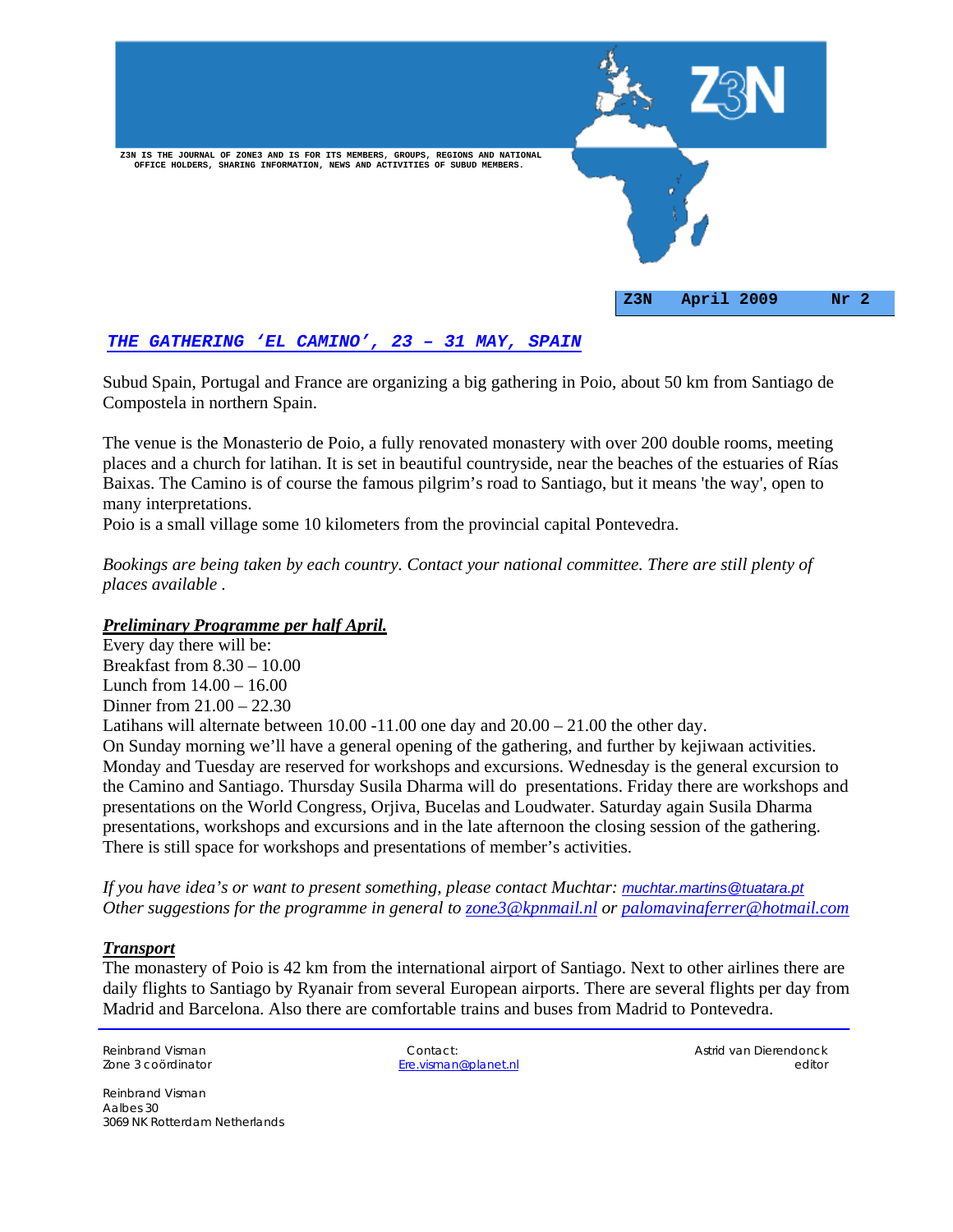# Z3N

Z3N IS THE JOURNAL OF ZONE3 AND IS FOR ITS MEMBERS, GROUPS, REGIONS AND NATIONAL OFFICE HOLDERS, SHARING INFORMATION, NEWS AND ACTIVITIES OF SUBUD MEMBERS.

**Z3N April 2009 Nr 2**

## *THE GATHERING 'EL CAMINO', 23 – 31 MAY, SPAIN*

Subud Spain, Portugal and France are organizing a big gathering in Poio, about 50 km from Santiago de Compostela in northern Spain.

The venue is the Monasterio de Poio, a fully renovated monastery with over 200 double rooms, meeting places and a church for latihan. It is set in beautiful countryside, near the beaches of the estuaries of Rías Baixas. The Camino is of course the famous pilgrim's road to Santiago, but it means 'the way', open to many interpretations.
Poio is a small village some 10 kilometers from the provincial capital Pontevedra.

*Bookings are being taken by each country. Contact your national committee. There are still plenty of places available .*

### *Preliminary Programme per half April.*

Every day there will be:
Breakfast from 8.30 – 10.00
Lunch from 14.00 – 16.00
Dinner from 21.00 – 22.30
Latihans will alternate between 10.00 -11.00 one day and 20.00 – 21.00 the other day.
On Sunday morning we'll have a general opening of the gathering, and further by kejiwaan activities. Monday and Tuesday are reserved for workshops and excursions. Wednesday is the general excursion to the Camino and Santiago. Thursday Susila Dharma will do presentations. Friday there are workshops and presentations on the World Congress, Orjiva, Bucelas and Loudwater. Saturday again Susila Dharma presentations, workshops and excursions and in the late afternoon the closing session of the gathering. There is still space for workshops and presentations of member's activities.

*If you have idea's or want to present something, please contact Muchtar:* muchtar.martins@tuatara.pt
*Other suggestions for the programme in general to* zone3@kpnmail.nl *or* palomavinaferrer@hotmail.com

### *Transport*

The monastery of Poio is 42 km from the international airport of Santiago. Next to other airlines there are daily flights to Santiago by Ryanair from several European airports. There are several flights per day from Madrid and Barcelona. Also there are comfortable trains and buses from Madrid to Pontevedra.

---

Reinbrand Visman
Zone 3 coördinator

Contact:
Ere.visman@planet.nl

Astrid van Dierendonck
editor

Reinbrand Visman
Aalbes 30
3069 NK Rotterdam Netherlands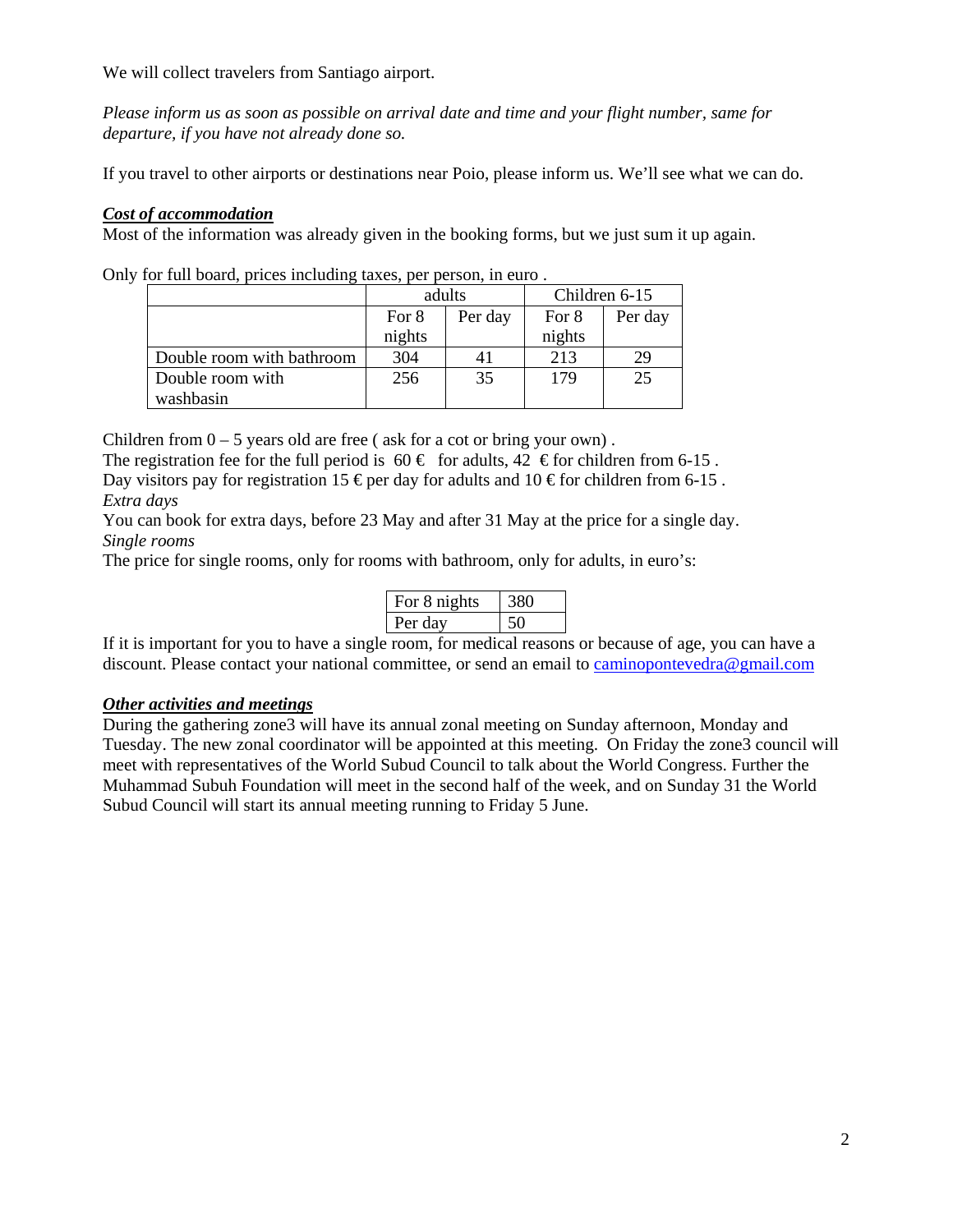We will collect travelers from Santiago airport.

*Please inform us as soon as possible on arrival date and time and your flight number, same for departure, if you have not already done so.*

If you travel to other airports or destinations near Poio, please inform us. We'll see what we can do.

***Cost of accommodation***

Most of the information was already given in the booking forms, but we just sum it up again.

Only for full board, prices including taxes, per person, in euro .

| | adults | | Children 6-15 | |
|---|---|---|---|---|
| | For 8 nights | Per day | For 8 nights | Per day |
| Double room with bathroom | 304 | 41 | 213 | 29 |
| Double room with washbasin | 256 | 35 | 179 | 25 |

Children from 0 – 5 years old are free ( ask for a cot or bring your own) .
The registration fee for the full period is 60 € for adults, 42 € for children from 6-15 .
Day visitors pay for registration 15 € per day for adults and 10 € for children from 6-15 .
*Extra days*
You can book for extra days, before 23 May and after 31 May at the price for a single day.
*Single rooms*
The price for single rooms, only for rooms with bathroom, only for adults, in euro's:

| For 8 nights | 380 |
|---|---|
| Per day | 50 |

If it is important for you to have a single room, for medical reasons or because of age, you can have a discount. Please contact your national committee, or send an email to caminopontevedra@gmail.com

***Other activities and meetings***

During the gathering zone3 will have its annual zonal meeting on Sunday afternoon, Monday and Tuesday. The new zonal coordinator will be appointed at this meeting. On Friday the zone3 council will meet with representatives of the World Subud Council to talk about the World Congress. Further the Muhammad Subuh Foundation will meet in the second half of the week, and on Sunday 31 the World Subud Council will start its annual meeting running to Friday 5 June.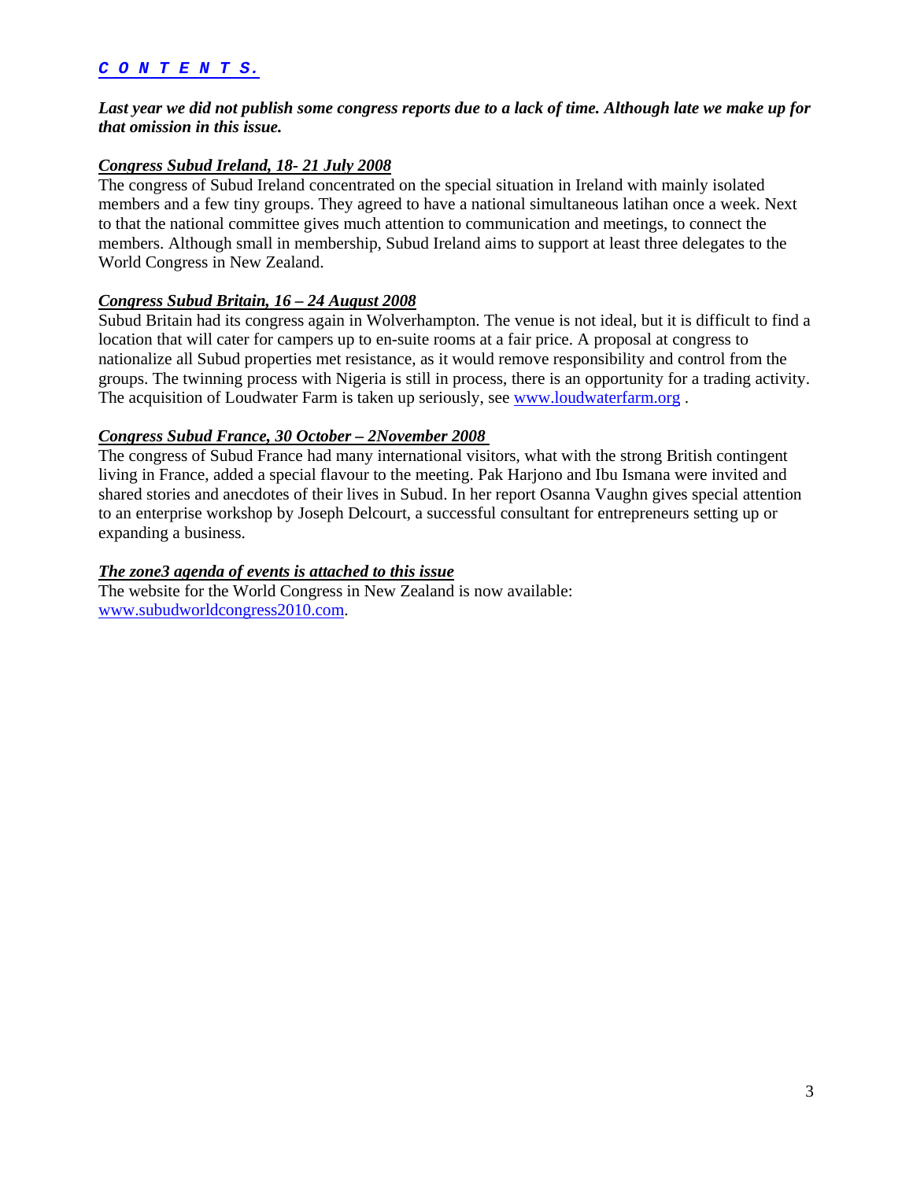## *CONTENTS.*

***Last year we did not publish some congress reports due to a lack of time. Although late we make up for that omission in this issue.***

### *Congress Subud Ireland, 18- 21 July 2008*

The congress of Subud Ireland concentrated on the special situation in Ireland with mainly isolated members and a few tiny groups. They agreed to have a national simultaneous latihan once a week. Next to that the national committee gives much attention to communication and meetings, to connect the members. Although small in membership, Subud Ireland aims to support at least three delegates to the World Congress in New Zealand.

### *Congress Subud Britain, 16 – 24 August 2008*

Subud Britain had its congress again in Wolverhampton. The venue is not ideal, but it is difficult to find a location that will cater for campers up to en-suite rooms at a fair price. A proposal at congress to nationalize all Subud properties met resistance, as it would remove responsibility and control from the groups. The twinning process with Nigeria is still in process, there is an opportunity for a trading activity. The acquisition of Loudwater Farm is taken up seriously, see www.loudwaterfarm.org .

### *Congress Subud France, 30 October – 2November 2008*

The congress of Subud France had many international visitors, what with the strong British contingent living in France, added a special flavour to the meeting. Pak Harjono and Ibu Ismana were invited and shared stories and anecdotes of their lives in Subud. In her report Osanna Vaughn gives special attention to an enterprise workshop by Joseph Delcourt, a successful consultant for entrepreneurs setting up or expanding a business.

### *The zone3 agenda of events is attached to this issue*

The website for the World Congress in New Zealand is now available: www.subudworldcongress2010.com.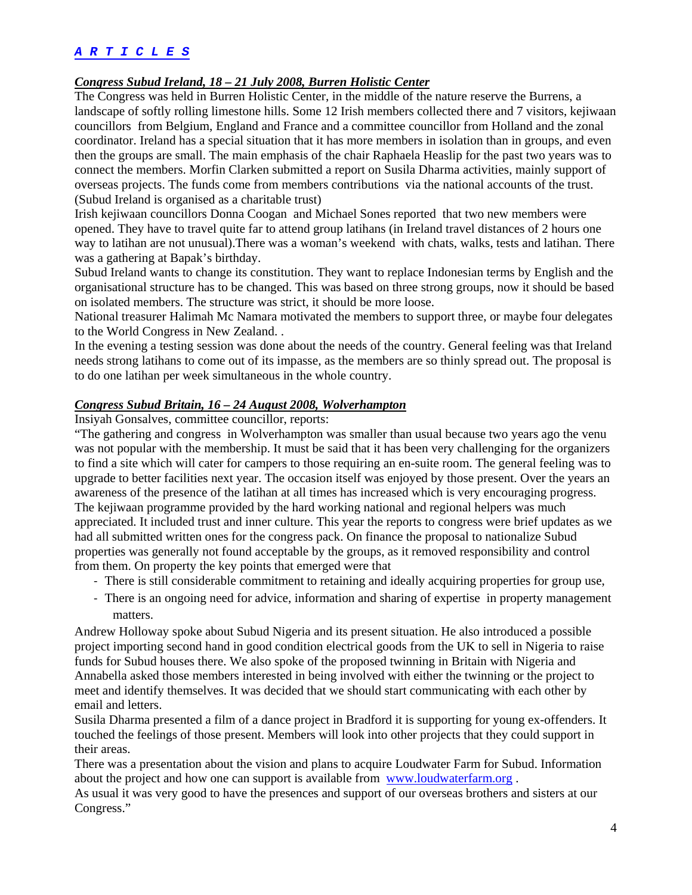## *A R T I C L E S*

### *Congress Subud Ireland, 18 – 21 July 2008, Burren Holistic Center*

The Congress was held in Burren Holistic Center, in the middle of the nature reserve the Burrens, a landscape of softly rolling limestone hills. Some 12 Irish members collected there and 7 visitors, kejiwaan councillors from Belgium, England and France and a committee councillor from Holland and the zonal coordinator. Ireland has a special situation that it has more members in isolation than in groups, and even then the groups are small. The main emphasis of the chair Raphaela Heaslip for the past two years was to connect the members. Morfin Clarken submitted a report on Susila Dharma activities, mainly support of overseas projects. The funds come from members contributions via the national accounts of the trust. (Subud Ireland is organised as a charitable trust)

Irish kejiwaan councillors Donna Coogan and Michael Sones reported that two new members were opened. They have to travel quite far to attend group latihans (in Ireland travel distances of 2 hours one way to latihan are not unusual).There was a woman's weekend with chats, walks, tests and latihan. There was a gathering at Bapak's birthday.

Subud Ireland wants to change its constitution. They want to replace Indonesian terms by English and the organisational structure has to be changed. This was based on three strong groups, now it should be based on isolated members. The structure was strict, it should be more loose.

National treasurer Halimah Mc Namara motivated the members to support three, or maybe four delegates to the World Congress in New Zealand. .

In the evening a testing session was done about the needs of the country. General feeling was that Ireland needs strong latihans to come out of its impasse, as the members are so thinly spread out. The proposal is to do one latihan per week simultaneous in the whole country.

### *Congress Subud Britain, 16 – 24 August 2008, Wolverhampton*

Insiyah Gonsalves, committee councillor, reports:

"The gathering and congress in Wolverhampton was smaller than usual because two years ago the venu was not popular with the membership. It must be said that it has been very challenging for the organizers to find a site which will cater for campers to those requiring an en-suite room. The general feeling was to upgrade to better facilities next year. The occasion itself was enjoyed by those present. Over the years an awareness of the presence of the latihan at all times has increased which is very encouraging progress. The kejiwaan programme provided by the hard working national and regional helpers was much appreciated. It included trust and inner culture. This year the reports to congress were brief updates as we had all submitted written ones for the congress pack. On finance the proposal to nationalize Subud properties was generally not found acceptable by the groups, as it removed responsibility and control from them. On property the key points that emerged were that

- There is still considerable commitment to retaining and ideally acquiring properties for group use,
- There is an ongoing need for advice, information and sharing of expertise in property management matters.

Andrew Holloway spoke about Subud Nigeria and its present situation. He also introduced a possible project importing second hand in good condition electrical goods from the UK to sell in Nigeria to raise funds for Subud houses there. We also spoke of the proposed twinning in Britain with Nigeria and Annabella asked those members interested in being involved with either the twinning or the project to meet and identify themselves. It was decided that we should start communicating with each other by email and letters.

Susila Dharma presented a film of a dance project in Bradford it is supporting for young ex-offenders. It touched the feelings of those present. Members will look into other projects that they could support in their areas.

There was a presentation about the vision and plans to acquire Loudwater Farm for Subud. Information about the project and how one can support is available from www.loudwaterfarm.org .

As usual it was very good to have the presences and support of our overseas brothers and sisters at our Congress."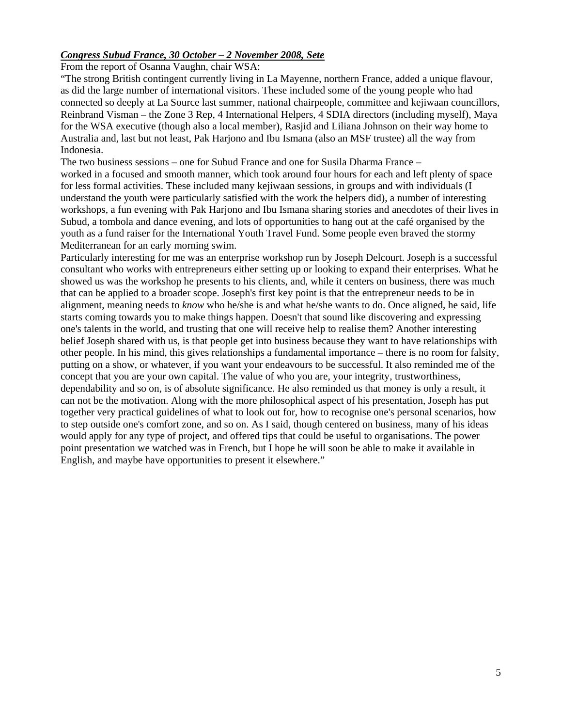***<u>Congress Subud France, 30 October – 2 November 2008, Sete</u>***

From the report of Osanna Vaughn, chair WSA:

"The strong British contingent currently living in La Mayenne, northern France, added a unique flavour, as did the large number of international visitors. These included some of the young people who had connected so deeply at La Source last summer, national chairpeople, committee and kejiwaan councillors, Reinbrand Visman – the Zone 3 Rep, 4 International Helpers, 4 SDIA directors (including myself), Maya for the WSA executive (though also a local member), Rasjid and Liliana Johnson on their way home to Australia and, last but not least, Pak Harjono and Ibu Ismana (also an MSF trustee) all the way from Indonesia.

The two business sessions – one for Subud France and one for Susila Dharma France – worked in a focused and smooth manner, which took around four hours for each and left plenty of space for less formal activities. These included many kejiwaan sessions, in groups and with individuals (I understand the youth were particularly satisfied with the work the helpers did), a number of interesting workshops, a fun evening with Pak Harjono and Ibu Ismana sharing stories and anecdotes of their lives in Subud, a tombola and dance evening, and lots of opportunities to hang out at the café organised by the youth as a fund raiser for the International Youth Travel Fund. Some people even braved the stormy Mediterranean for an early morning swim.

Particularly interesting for me was an enterprise workshop run by Joseph Delcourt. Joseph is a successful consultant who works with entrepreneurs either setting up or looking to expand their enterprises. What he showed us was the workshop he presents to his clients, and, while it centers on business, there was much that can be applied to a broader scope. Joseph's first key point is that the entrepreneur needs to be in alignment, meaning needs to *know* who he/she is and what he/she wants to do. Once aligned, he said, life starts coming towards you to make things happen. Doesn't that sound like discovering and expressing one's talents in the world, and trusting that one will receive help to realise them? Another interesting belief Joseph shared with us, is that people get into business because they want to have relationships with other people. In his mind, this gives relationships a fundamental importance – there is no room for falsity, putting on a show, or whatever, if you want your endeavours to be successful. It also reminded me of the concept that you are your own capital. The value of who you are, your integrity, trustworthiness, dependability and so on, is of absolute significance. He also reminded us that money is only a result, it can not be the motivation. Along with the more philosophical aspect of his presentation, Joseph has put together very practical guidelines of what to look out for, how to recognise one's personal scenarios, how to step outside one's comfort zone, and so on. As I said, though centered on business, many of his ideas would apply for any type of project, and offered tips that could be useful to organisations. The power point presentation we watched was in French, but I hope he will soon be able to make it available in English, and maybe have opportunities to present it elsewhere."